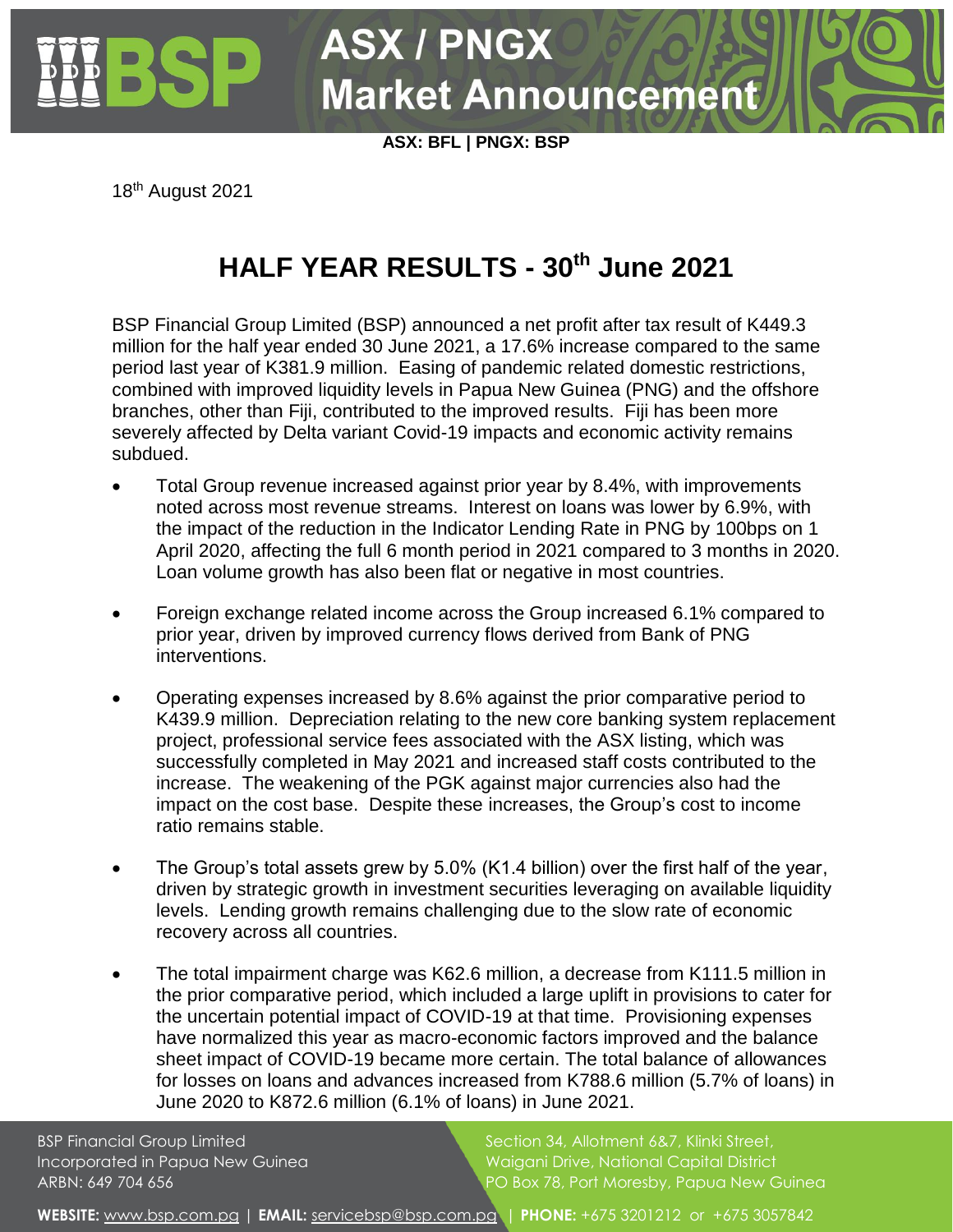# ASX / PNGX Market Announcement

**ASX: BFL | PNGX: BSP**

18th August 2021

## HALF YEAR RESULTS - 30th June 2021

BSP Financial Group Limited (BSP) announced a net profit after tax result of K449.3 million for the half year ended 30 June 2021, a 17.6% increase compared to the same period last year of K381.9 million. Easing of pandemic related domestic restrictions, combined with improved liquidity levels in Papua New Guinea (PNG) and the offshore branches, other than Fiji, contributed to the improved results. Fiji has been more severely affected by Delta variant Covid-19 impacts and economic activity remains subdued.

- Total Group revenue increased against prior year by 8.4%, with improvements noted across most revenue streams. Interest on loans was lower by 6.9%, with the impact of the reduction in the Indicator Lending Rate in PNG by 100bps on 1 April 2020, affecting the full 6 month period in 2021 compared to 3 months in 2020. Loan volume growth has also been flat or negative in most countries.

- Foreign exchange related income across the Group increased 6.1% compared to prior year, driven by improved currency flows derived from Bank of PNG interventions.

- Operating expenses increased by 8.6% against the prior comparative period to K439.9 million. Depreciation relating to the new core banking system replacement project, professional service fees associated with the ASX listing, which was successfully completed in May 2021 and increased staff costs contributed to the increase. The weakening of the PGK against major currencies also had the impact on the cost base. Despite these increases, the Group's cost to income ratio remains stable.

- The Group's total assets grew by 5.0% (K1.4 billion) over the first half of the year, driven by strategic growth in investment securities leveraging on available liquidity levels. Lending growth remains challenging due to the slow rate of economic recovery across all countries.

- The total impairment charge was K62.6 million, a decrease from K111.5 million in the prior comparative period, which included a large uplift in provisions to cater for the uncertain potential impact of COVID-19 at that time. Provisioning expenses have normalized this year as macro-economic factors improved and the balance sheet impact of COVID-19 became more certain. The total balance of allowances for losses on loans and advances increased from K788.6 million (5.7% of loans) in June 2020 to K872.6 million (6.1% of loans) in June 2021.

BSP Financial Group Limited
Incorporated in Papua New Guinea
ARBN: 649 704 656

Section 34, Allotment 6&7, Klinki Street,
Waigani Drive, National Capital District
PO Box 78, Port Moresby, Papua New Guinea

**WEBSITE:** www.bsp.com.pg | **EMAIL:** servicebsp@bsp.com.pg | **PHONE:** +675 3201212 or +675 3057842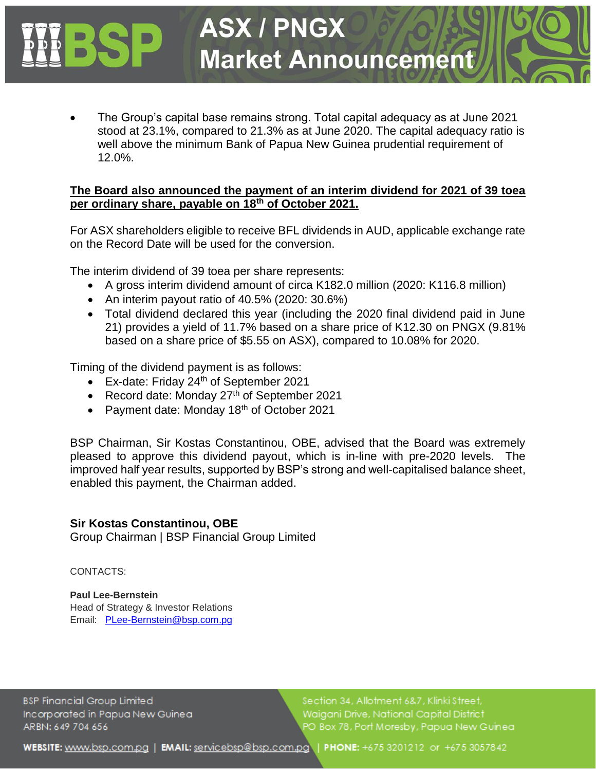- The Group's capital base remains strong. Total capital adequacy as at June 2021 stood at 23.1%, compared to 21.3% as at June 2020. The capital adequacy ratio is well above the minimum Bank of Papua New Guinea prudential requirement of 12.0%.

**The Board also announced the payment of an interim dividend for 2021 of 39 toea per ordinary share, payable on 18th of October 2021.**

For ASX shareholders eligible to receive BFL dividends in AUD, applicable exchange rate on the Record Date will be used for the conversion.

The interim dividend of 39 toea per share represents:

- A gross interim dividend amount of circa K182.0 million (2020: K116.8 million)
- An interim payout ratio of 40.5% (2020: 30.6%)
- Total dividend declared this year (including the 2020 final dividend paid in June 21) provides a yield of 11.7% based on a share price of K12.30 on PNGX (9.81% based on a share price of $5.55 on ASX), compared to 10.08% for 2020.

Timing of the dividend payment is as follows:

- Ex-date: Friday 24th of September 2021
- Record date: Monday 27th of September 2021
- Payment date: Monday 18th of October 2021

BSP Chairman, Sir Kostas Constantinou, OBE, advised that the Board was extremely pleased to approve this dividend payout, which is in-line with pre-2020 levels. The improved half year results, supported by BSP's strong and well-capitalised balance sheet, enabled this payment, the Chairman added.

**Sir Kostas Constantinou, OBE**
Group Chairman | BSP Financial Group Limited

CONTACTS:

**Paul Lee-Bernstein**
Head of Strategy & Investor Relations
Email: PLee-Bernstein@bsp.com.pg